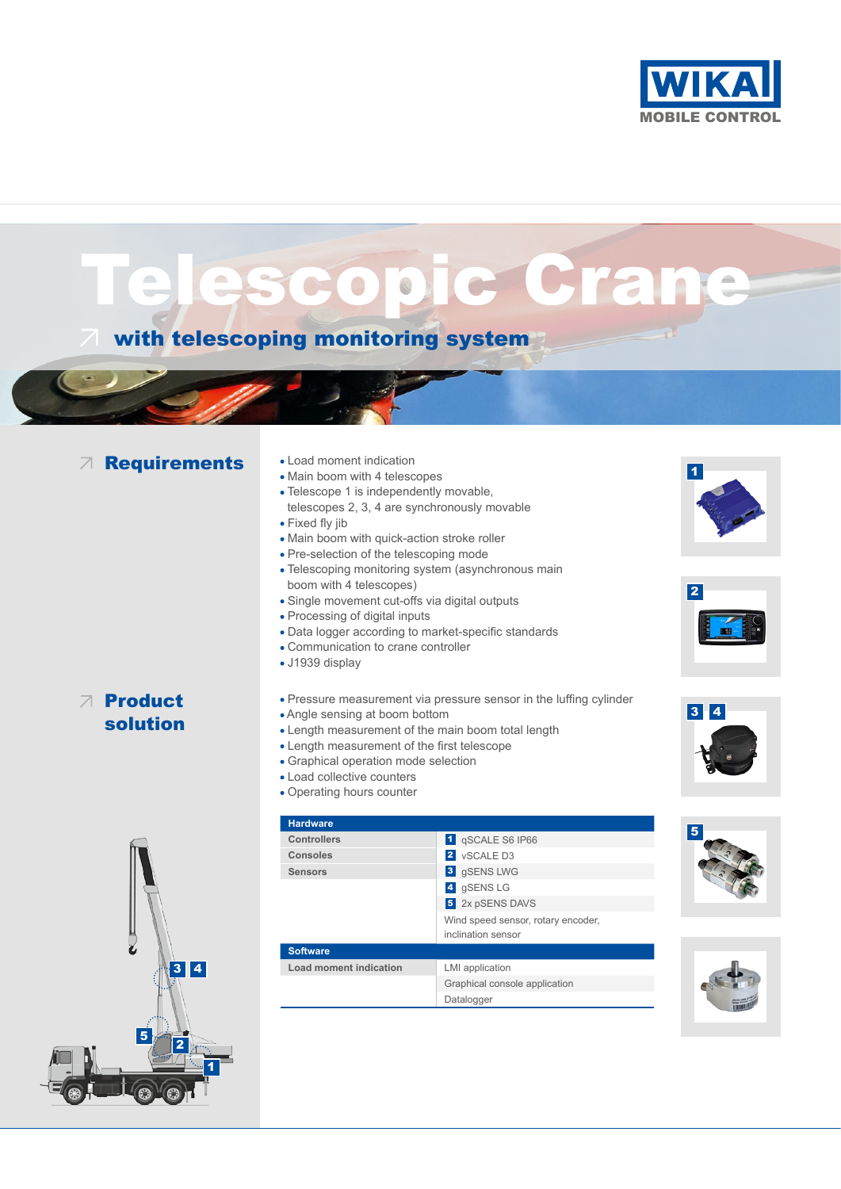WIKA MOBILE CONTROL

# Telescopic Crane

## with telescoping monitoring system

## Requirements

- Load moment indication
- Main boom with 4 telescopes
- Telescope 1 is independently movable, telescopes 2, 3, 4 are synchronously movable
- Fixed fly jib
- Main boom with quick-action stroke roller
- Pre-selection of the telescoping mode
- Telescoping monitoring system (asynchronous main boom with 4 telescopes)
- Single movement cut-offs via digital outputs
- Processing of digital inputs
- Data logger according to market-specific standards
- Communication to crane controller
- J1939 display

## Product solution

- Pressure measurement via pressure sensor in the luffing cylinder
- Angle sensing at boom bottom
- Length measurement of the main boom total length
- Length measurement of the first telescope
- Graphical operation mode selection
- Load collective counters
- Operating hours counter

| Hardware | |
|---|---|
| Controllers | 1 qSCALE S6 IP66 |
| Consoles | 2 vSCALE D3 |
| Sensors | 3 gSENS LWG |
| | 4 gSENS LG |
| | 5 2x pSENS DAVS |
| | Wind speed sensor, rotary encoder, inclination sensor |
| **Software** | |
| Load moment indication | LMI application |
| | Graphical console application |
| | Datalogger |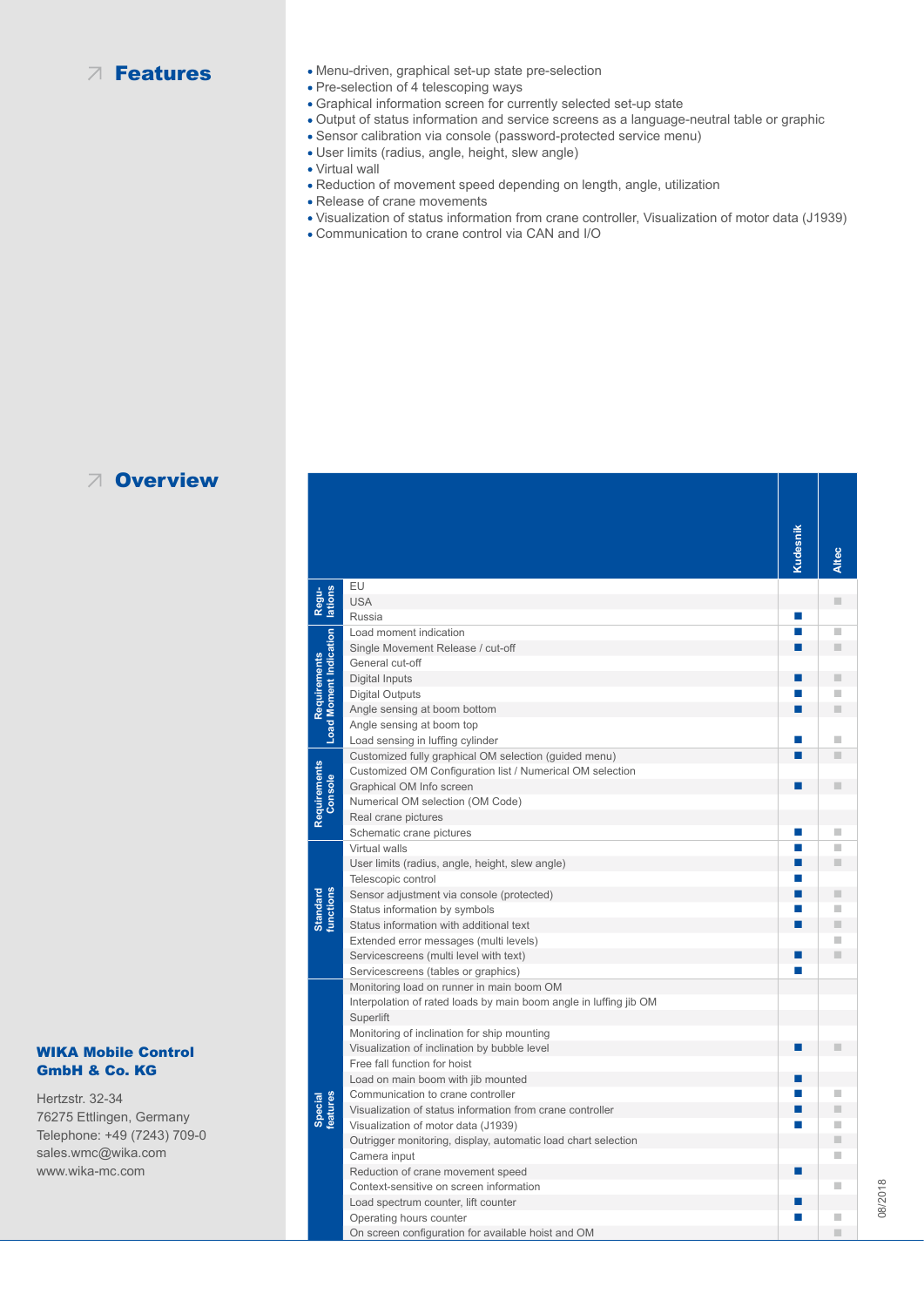## Features

- Menu-driven, graphical set-up state pre-selection
- Pre-selection of 4 telescoping ways
- Graphical information screen for currently selected set-up state
- Output of status information and service screens as a language-neutral table or graphic
- Sensor calibration via console (password-protected service menu)
- User limits (radius, angle, height, slew angle)
- Virtual wall
- Reduction of movement speed depending on length, angle, utilization
- Release of crane movements
- Visualization of status information from crane controller, Visualization of motor data (J1939)
- Communication to crane control via CAN and I/O

## Overview

| | | Kudesnik | Altec |
|---|---|---|---|
| Regulations | EU | | |
| | USA | | ■ |
| | Russia | ■ | |
| Requirements Load Moment Indication | Load moment indication | ■ | ■ |
| | Single Movement Release / cut-off | ■ | ■ |
| | General cut-off | | |
| | Digital Inputs | ■ | ■ |
| | Digital Outputs | ■ | ■ |
| | Angle sensing at boom bottom | ■ | ■ |
| | Angle sensing at boom top | | |
| | Load sensing in luffing cylinder | ■ | ■ |
| Requirements Console | Customized fully graphical OM selection (guided menu) | ■ | ■ |
| | Customized OM Configuration list / Numerical OM selection | | |
| | Graphical OM Info screen | ■ | ■ |
| | Numerical OM selection (OM Code) | | |
| | Real crane pictures | | |
| | Schematic crane pictures | ■ | ■ |
| Standard functions | Virtual walls | ■ | ■ |
| | User limits (radius, angle, height, slew angle) | ■ | ■ |
| | Telescopic control | ■ | |
| | Sensor adjustment via console (protected) | ■ | ■ |
| | Status information by symbols | ■ | ■ |
| | Status information with additional text | ■ | ■ |
| | Extended error messages (multi levels) | | ■ |
| | Servicescreens (multi level with text) | ■ | ■ |
| | Servicescreens (tables or graphics) | ■ | |
| Special features | Monitoring load on runner in main boom OM | | |
| | Interpolation of rated loads by main boom angle in luffing jib OM | | |
| | Superlift | | |
| | Monitoring of inclination for ship mounting | | |
| | Visualization of inclination by bubble level | ■ | ■ |
| | Free fall function for hoist | | |
| | Load on main boom with jib mounted | ■ | |
| | Communication to crane controller | ■ | ■ |
| | Visualization of status information from crane controller | ■ | ■ |
| | Visualization of motor data (J1939) | ■ | ■ |
| | Outrigger monitoring, display, automatic load chart selection | | ■ |
| | Camera input | | ■ |
| | Reduction of crane movement speed | ■ | |
| | Context-sensitive on screen information | | ■ |
| | Load spectrum counter, lift counter | ■ | |
| | Operating hours counter | ■ | ■ |
| | On screen configuration for available hoist and OM | | ■ |

**WIKA Mobile Control GmbH & Co. KG**

Hertzstr. 32-34
76275 Ettlingen, Germany
Telephone: +49 (7243) 709-0
sales.wmc@wika.com
www.wika-mc.com

08/2018